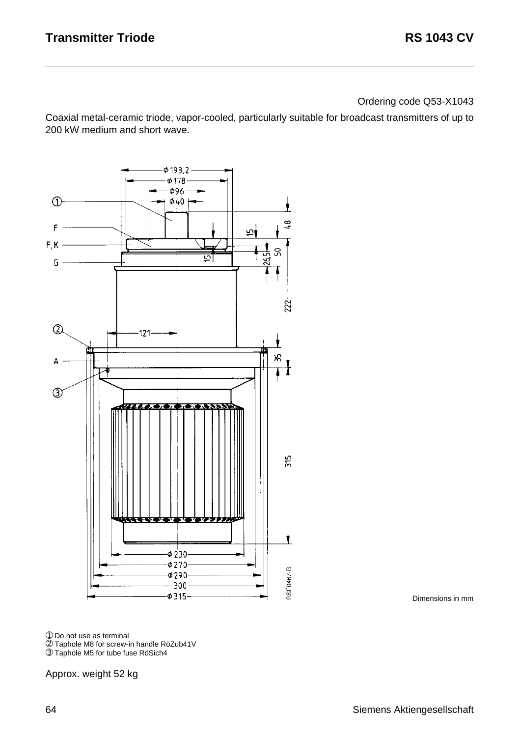# Transmitter Triode

## RS 1043 CV

Ordering code Q53-X1043

Coaxial metal-ceramic triode, vapor-cooled, particularly suitable for broadcast transmitters of up to 200 kW medium and short wave.

Dimensions in mm

① Do not use as terminal
② Taphole M8 for screw-in handle RöZub41V
③ Taphole M5 for tube fuse RöSich4

Approx. weight 52 kg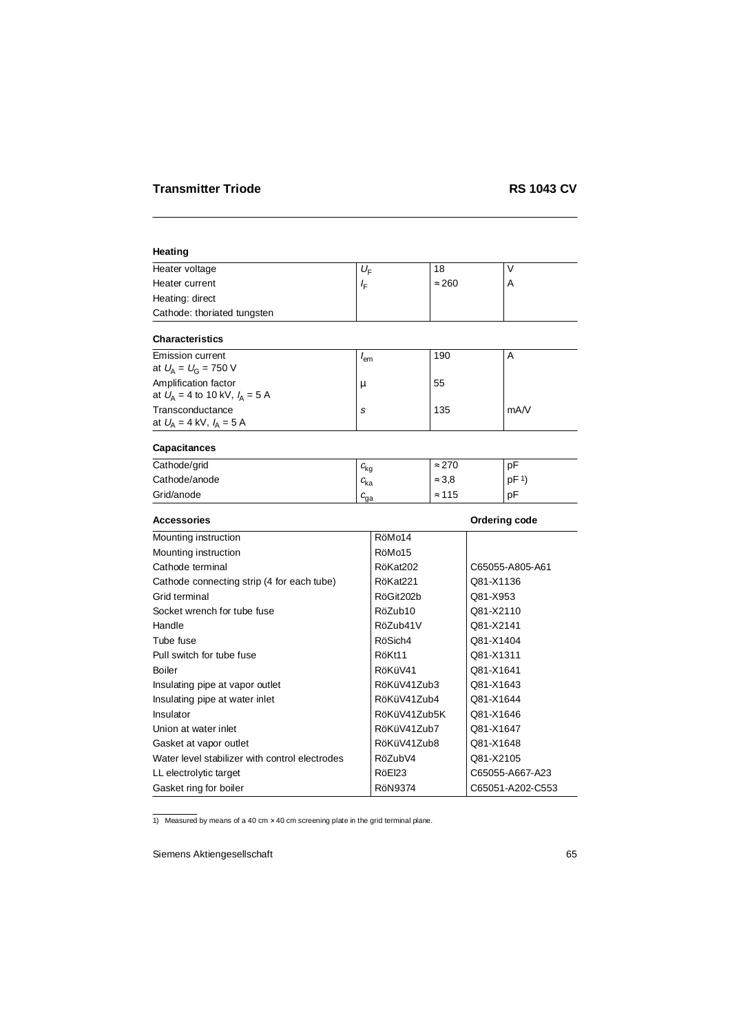## Transmitter Triode RS 1043 CV

### Heating

| | | | |
|---|---|---|---|
| Heater voltage | $U_F$ | 18 | V |
| Heater current | $I_F$ | ≈ 260 | A |
| Heating: direct | | | |
| Cathode: thoriated tungsten | | | |

### Characteristics

| | | | |
|---|---|---|---|
| Emission current at $U_A = U_G = 750$ V | $I_{em}$ | 190 | A |
| Amplification factor at $U_A = 4$ to 10 kV, $I_A = 5$ A | μ | 55 | |
| Transconductance at $U_A = 4$ kV, $I_A = 5$ A | $S$ | 135 | mA/V |

### Capacitances

| | | | |
|---|---|---|---|
| Cathode/grid | $c_{kg}$ | ≈ 270 | pF |
| Cathode/anode | $c_{ka}$ | ≈ 3,8 | pF [1]) |
| Grid/anode | $c_{ga}$ | ≈ 115 | pF |

### Accessories

| Accessories | | Ordering code |
|---|---|---|
| Mounting instruction | RöMo14 | |
| Mounting instruction | RöMo15 | |
| Cathode terminal | RöKat202 | C65055-A805-A61 |
| Cathode connecting strip (4 for each tube) | RöKat221 | Q81-X1136 |
| Grid terminal | RöGit202b | Q81-X953 |
| Socket wrench for tube fuse | RöZub10 | Q81-X2110 |
| Handle | RöZub41V | Q81-X2141 |
| Tube fuse | RöSich4 | Q81-X1404 |
| Pull switch for tube fuse | RöKt11 | Q81-X1311 |
| Boiler | RöKüV41 | Q81-X1641 |
| Insulating pipe at vapor outlet | RöKüV41Zub3 | Q81-X1643 |
| Insulating pipe at water inlet | RöKüV41Zub4 | Q81-X1644 |
| Insulator | RöKüV41Zub5K | Q81-X1646 |
| Union at water inlet | RöKüV41Zub7 | Q81-X1647 |
| Gasket at vapor outlet | RöKüV41Zub8 | Q81-X1648 |
| Water level stabilizer with control electrodes | RöZubV4 | Q81-X2105 |
| LL electrolytic target | RöEl23 | C65055-A667-A23 |
| Gasket ring for boiler | RöN9374 | C65051-A202-C553 |

1) Measured by means of a 40 cm × 40 cm screening plate in the grid terminal plane.

Siemens Aktiengesellschaft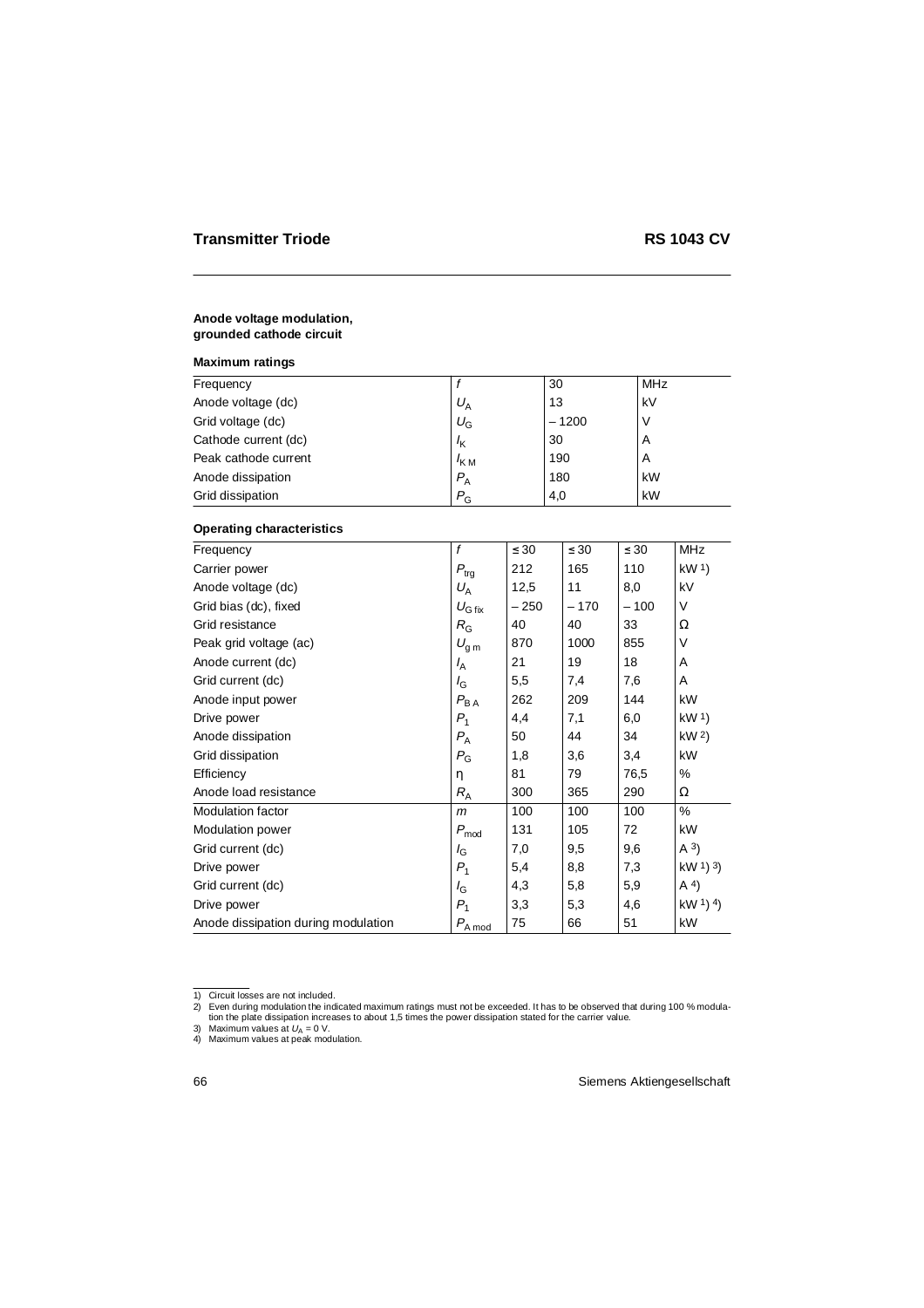## Transmitter Triode — RS 1043 CV

### Anode voltage modulation, grounded cathode circuit

**Maximum ratings**

| | | | |
|---|---|---|---|
| Frequency | $f$ | 30 | MHz |
| Anode voltage (dc) | $U_A$ | 13 | kV |
| Grid voltage (dc) | $U_G$ | – 1200 | V |
| Cathode current (dc) | $I_K$ | 30 | A |
| Peak cathode current | $I_{KM}$ | 190 | A |
| Anode dissipation | $P_A$ | 180 | kW |
| Grid dissipation | $P_G$ | 4,0 | kW |

**Operating characteristics**

| | | | | | |
|---|---|---|---|---|---|
| Frequency | $f$ | ≤ 30 | ≤ 30 | ≤ 30 | MHz |
| Carrier power | $P_{trg}$ | 212 | 165 | 110 | kW [1] |
| Anode voltage (dc) | $U_A$ | 12,5 | 11 | 8,0 | kV |
| Grid bias (dc), fixed | $U_{G\,fix}$ | – 250 | – 170 | – 100 | V |
| Grid resistance | $R_G$ | 40 | 40 | 33 | Ω |
| Peak grid voltage (ac) | $U_{g\,m}$ | 870 | 1000 | 855 | V |
| Anode current (dc) | $I_A$ | 21 | 19 | 18 | A |
| Grid current (dc) | $I_G$ | 5,5 | 7,4 | 7,6 | A |
| Anode input power | $P_{BA}$ | 262 | 209 | 144 | kW |
| Drive power | $P_1$ | 4,4 | 7,1 | 6,0 | kW [1] |
| Anode dissipation | $P_A$ | 50 | 44 | 34 | kW [2] |
| Grid dissipation | $P_G$ | 1,8 | 3,6 | 3,4 | kW |
| Efficiency | η | 81 | 79 | 76,5 | % |
| Anode load resistance | $R_A$ | 300 | 365 | 290 | Ω |
| Modulation factor | $m$ | 100 | 100 | 100 | % |
| Modulation power | $P_{mod}$ | 131 | 105 | 72 | kW |
| Grid current (dc) | $I_G$ | 7,0 | 9,5 | 9,6 | A [3] |
| Drive power | $P_1$ | 5,4 | 8,8 | 7,3 | kW [1] [3] |
| Grid current (dc) | $I_G$ | 4,3 | 5,8 | 5,9 | A [4] |
| Drive power | $P_1$ | 3,3 | 5,3 | 4,6 | kW [1] [4] |
| Anode dissipation during modulation | $P_{A\,mod}$ | 75 | 66 | 51 | kW |

1) Circuit losses are not included.
2) Even during modulation the indicated maximum ratings must not be exceeded. It has to be observed that during 100 % modulation the plate dissipation increases to about 1,5 times the power dissipation stated for the carrier value.
3) Maximum values at $U_A$ = 0 V.
4) Maximum values at peak modulation.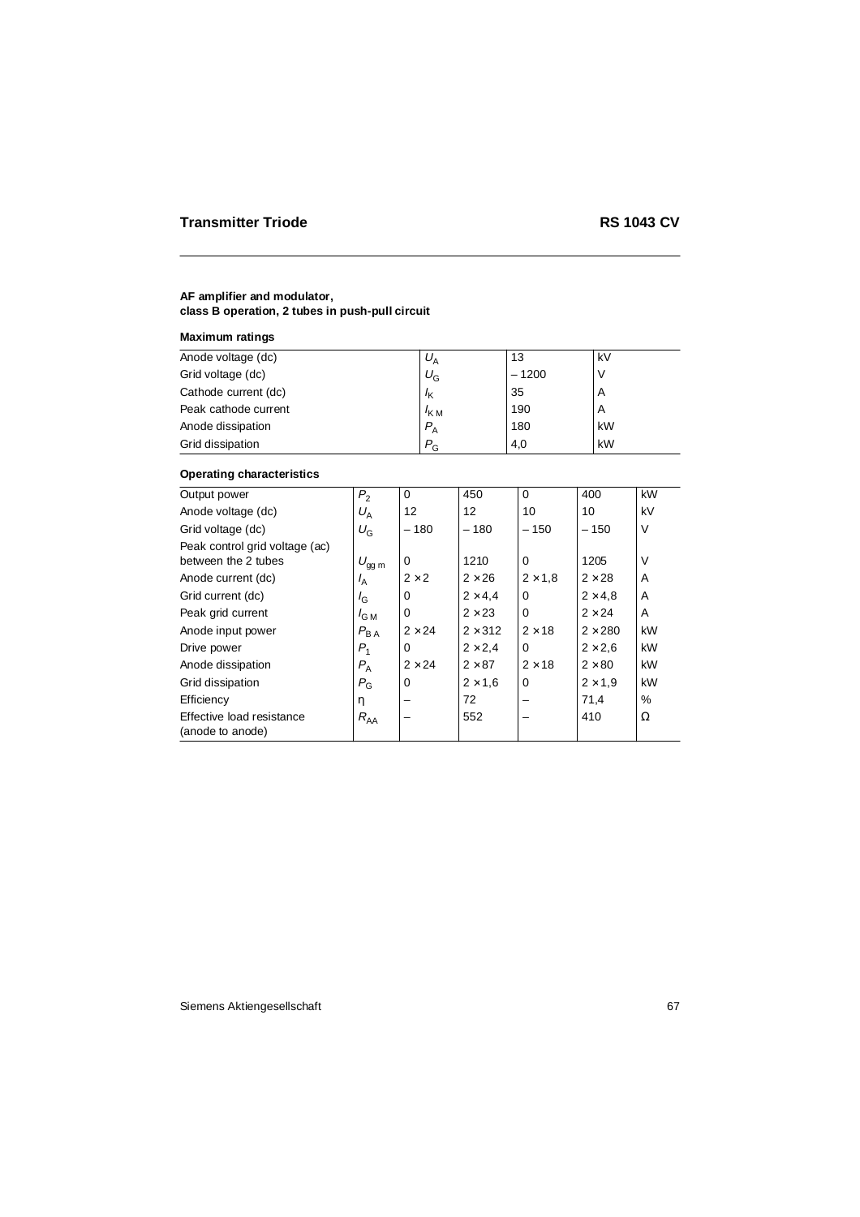## Transmitter Triode RS 1043 CV

**AF amplifier and modulator,**
**class B operation, 2 tubes in push-pull circuit**

**Maximum ratings**

| | | | |
|---|---|---|---|
| Anode voltage (dc) | $U_A$ | 13 | kV |
| Grid voltage (dc) | $U_G$ | – 1200 | V |
| Cathode current (dc) | $I_K$ | 35 | A |
| Peak cathode current | $I_{KM}$ | 190 | A |
| Anode dissipation | $P_A$ | 180 | kW |
| Grid dissipation | $P_G$ | 4,0 | kW |

**Operating characteristics**

| | | | | | | |
|---|---|---|---|---|---|---|
| Output power | $P_2$ | 0 | 450 | 0 | 400 | kW |
| Anode voltage (dc) | $U_A$ | 12 | 12 | 10 | 10 | kV |
| Grid voltage (dc) | $U_G$ | – 180 | – 180 | – 150 | – 150 | V |
| Peak control grid voltage (ac) between the 2 tubes | $U_{gg\,m}$ | 0 | 1210 | 0 | 1205 | V |
| Anode current (dc) | $I_A$ | 2 × 2 | 2 × 26 | 2 × 1,8 | 2 × 28 | A |
| Grid current (dc) | $I_G$ | 0 | 2 × 4,4 | 0 | 2 × 4,8 | A |
| Peak grid current | $I_{GM}$ | 0 | 2 × 23 | 0 | 2 × 24 | A |
| Anode input power | $P_{BA}$ | 2 × 24 | 2 × 312 | 2 × 18 | 2 × 280 | kW |
| Drive power | $P_1$ | 0 | 2 × 2,4 | 0 | 2 × 2,6 | kW |
| Anode dissipation | $P_A$ | 2 × 24 | 2 × 87 | 2 × 18 | 2 × 80 | kW |
| Grid dissipation | $P_G$ | 0 | 2 × 1,6 | 0 | 2 × 1,9 | kW |
| Efficiency | η | – | 72 | – | 71,4 | % |
| Effective load resistance (anode to anode) | $R_{AA}$ | – | 552 | – | 410 | Ω |

Siemens Aktiengesellschaft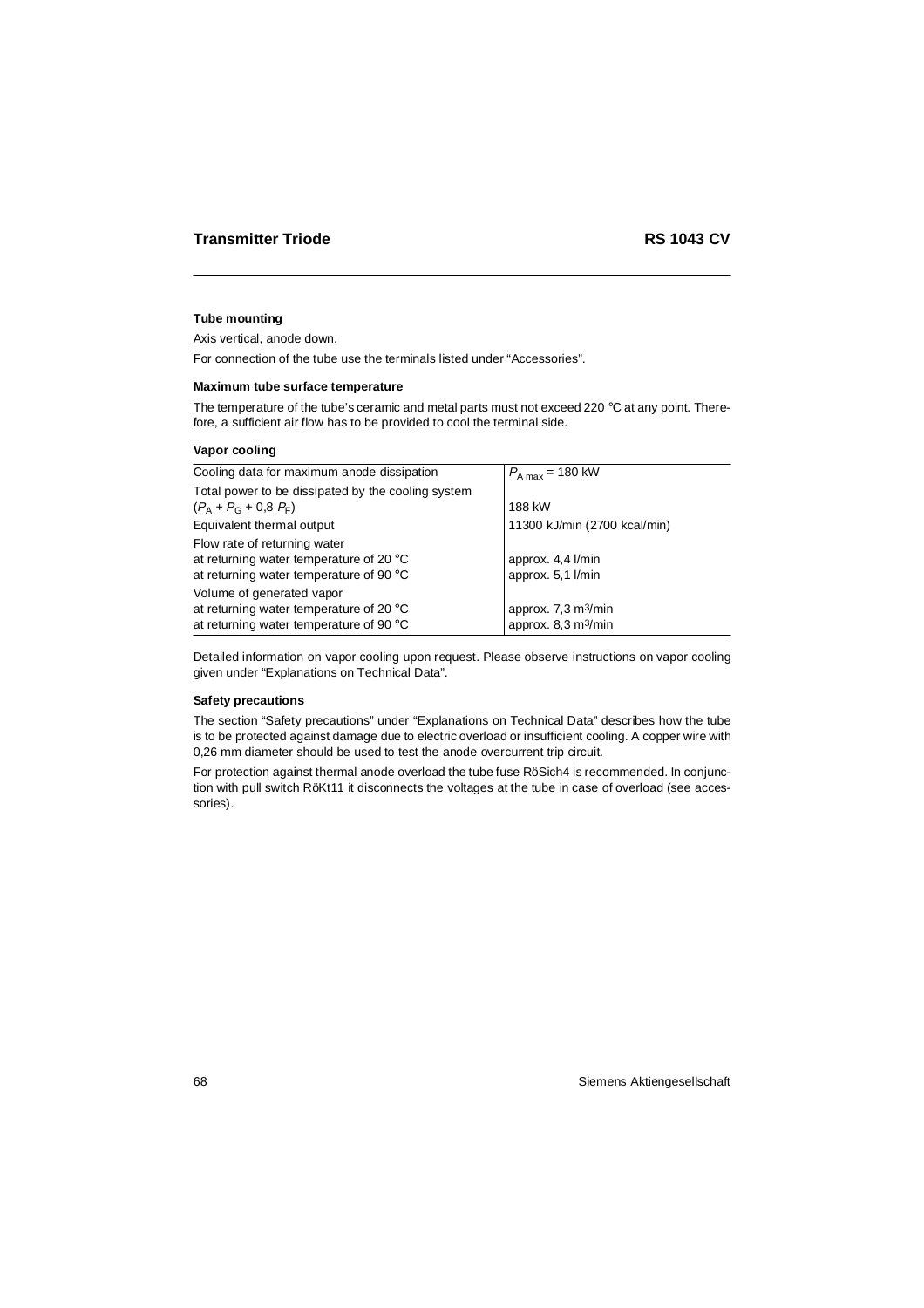## Transmitter Triode RS 1043 CV

### Tube mounting

Axis vertical, anode down.

For connection of the tube use the terminals listed under "Accessories".

### Maximum tube surface temperature

The temperature of the tube's ceramic and metal parts must not exceed 220 °C at any point. Therefore, a sufficient air flow has to be provided to cool the terminal side.

### Vapor cooling

| Cooling data for maximum anode dissipation | $P_{A\,max}$ = 180 kW |
|---|---|
| Total power to be dissipated by the cooling system ($P_A + P_G + 0{,}8\ P_F$) | 188 kW |
| Equivalent thermal output | 11300 kJ/min (2700 kcal/min) |
| Flow rate of returning water | |
| at returning water temperature of 20 °C | approx. 4,4 l/min |
| at returning water temperature of 90 °C | approx. 5,1 l/min |
| Volume of generated vapor | |
| at returning water temperature of 20 °C | approx. 7,3 $m^3$/min |
| at returning water temperature of 90 °C | approx. 8,3 $m^3$/min |

Detailed information on vapor cooling upon request. Please observe instructions on vapor cooling given under "Explanations on Technical Data".

### Safety precautions

The section "Safety precautions" under "Explanations on Technical Data" describes how the tube is to be protected against damage due to electric overload or insufficient cooling. A copper wire with 0,26 mm diameter should be used to test the anode overcurrent trip circuit.

For protection against thermal anode overload the tube fuse RöSich4 is recommended. In conjunction with pull switch RöKt11 it disconnects the voltages at the tube in case of overload (see accessories).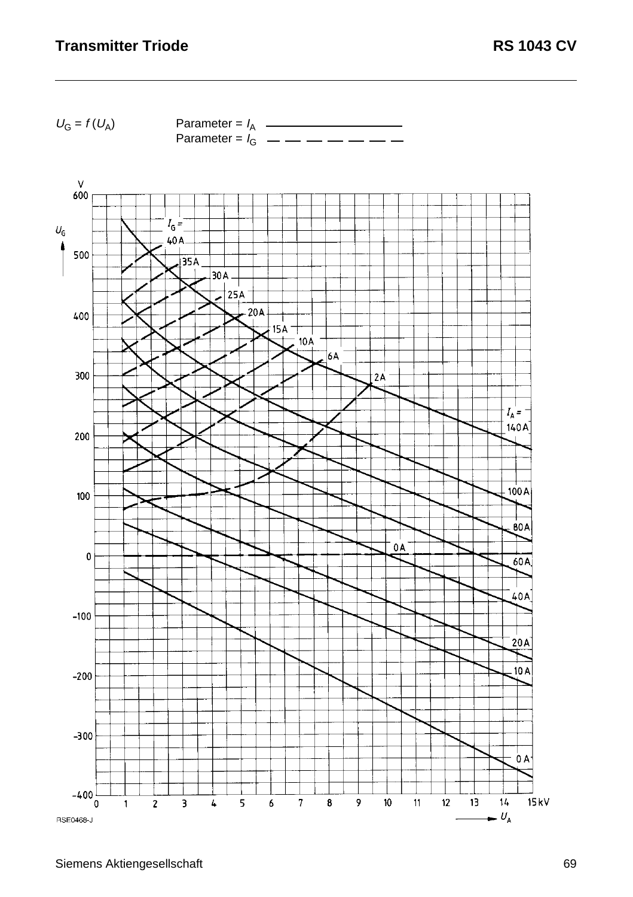$U_G = f(U_A)$ Parameter = $I_A$ ————————
Parameter = $I_G$ — — — — — — — —

V
600
$U_G$
500
400
300
200
100
0
−100
−200
−300
−400

$I_G$ =
40 A
35 A
30 A
25 A
20 A
15 A
10 A
6 A
2 A
0 A

$I_A$ =
140 A
100 A
80 A
60 A
40 A
20 A
10 A
0 A

0 1 2 3 4 5 6 7 8 9 10 11 12 13 14 15 kV
$U_A$

RSE0468-J

Siemens Aktiengesellschaft